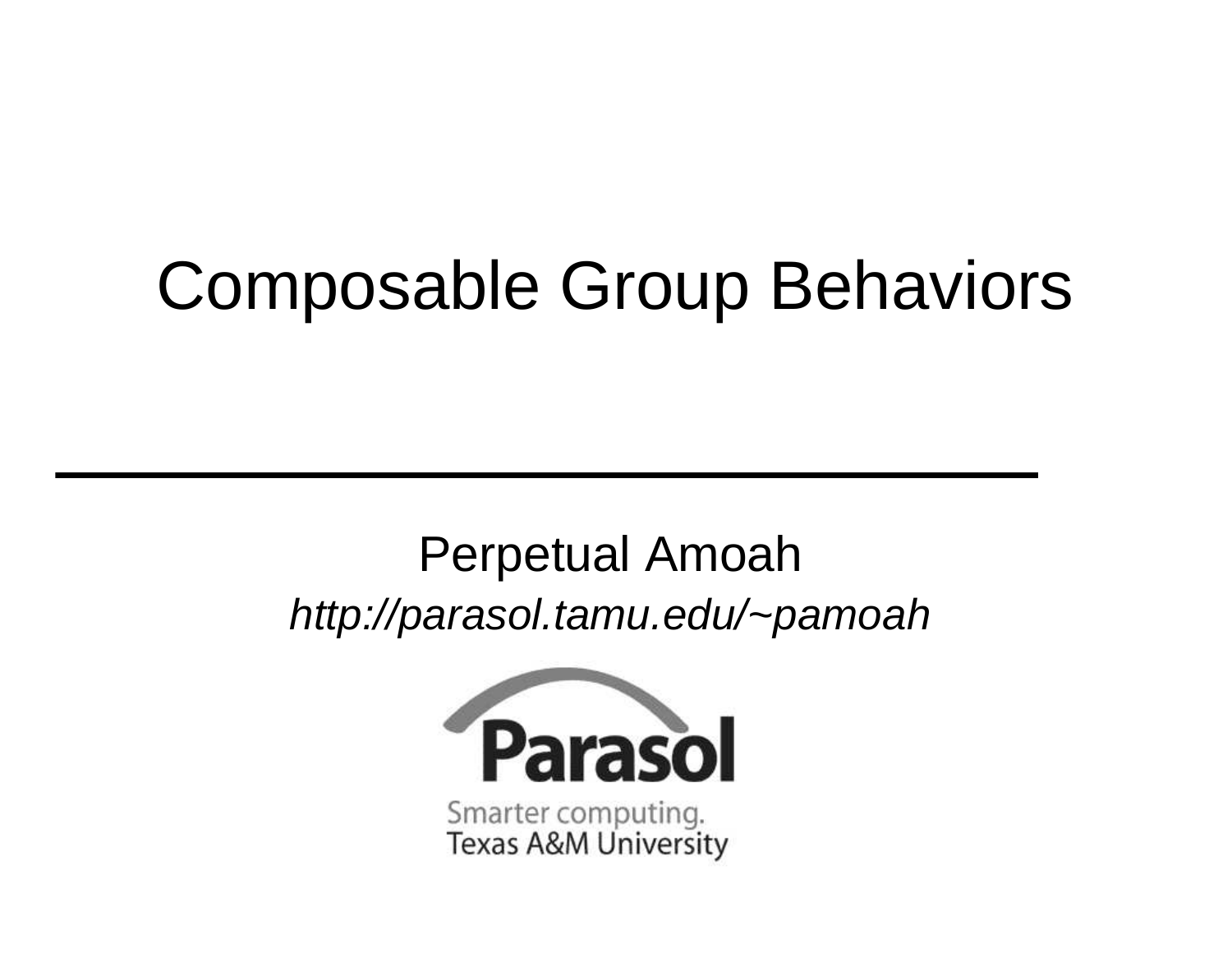# Composable Group Behaviors

Perpetual Amoah

*http://parasol.tamu.edu/~pamoah*

Parasol

Smarter computing.
Texas A&M University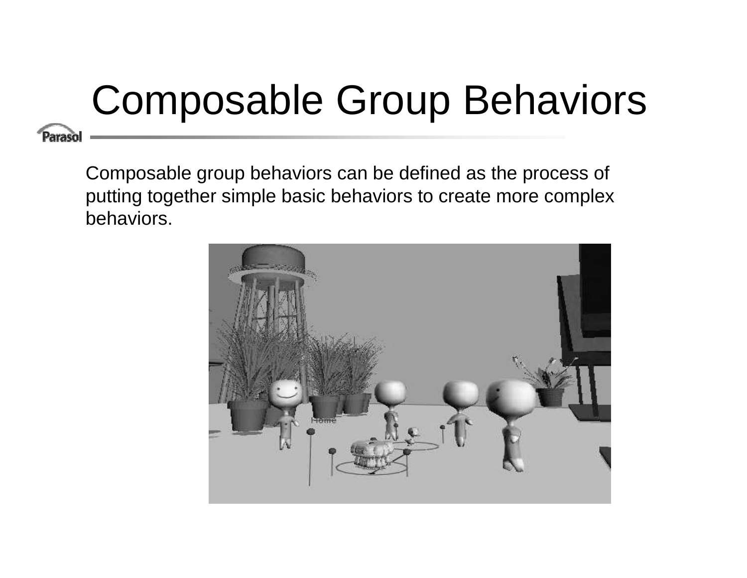# Composable Group Behaviors

Composable group behaviors can be defined as the process of putting together simple basic behaviors to create more complex behaviors.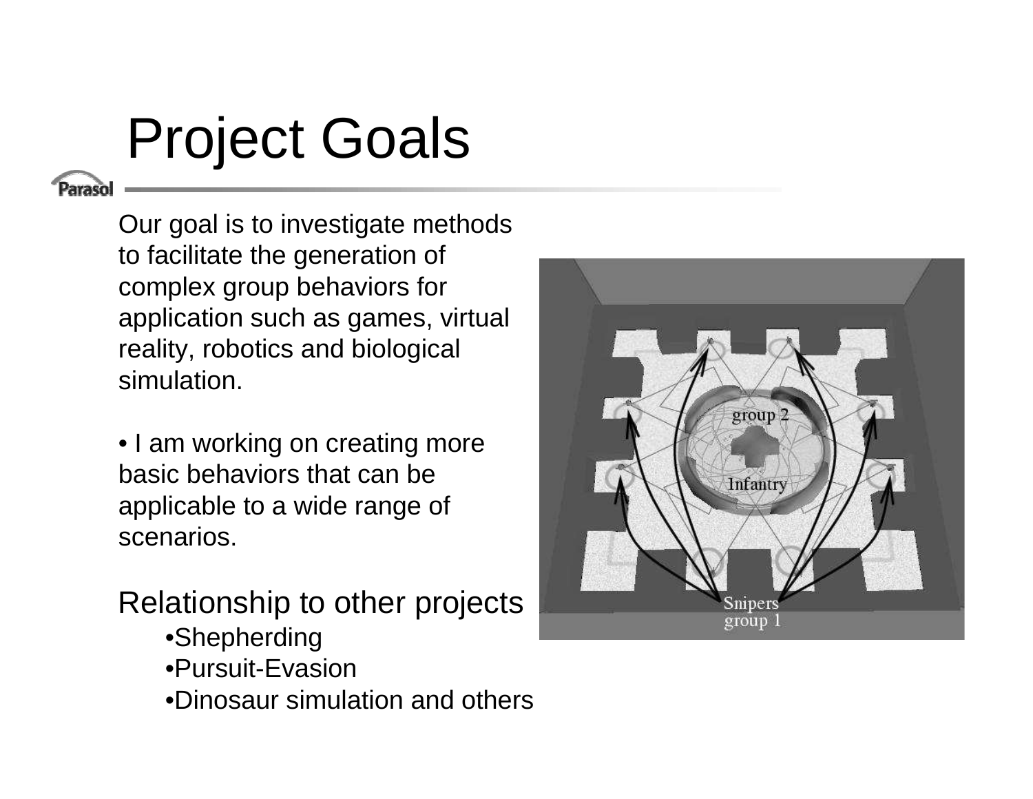# Project Goals

Our goal is to investigate methods to facilitate the generation of complex group behaviors for application such as games, virtual reality, robotics and biological simulation.

- I am working on creating more basic behaviors that can be applicable to a wide range of scenarios.

## Relationship to other projects

- Shepherding
- Pursuit-Evasion
- Dinosaur simulation and others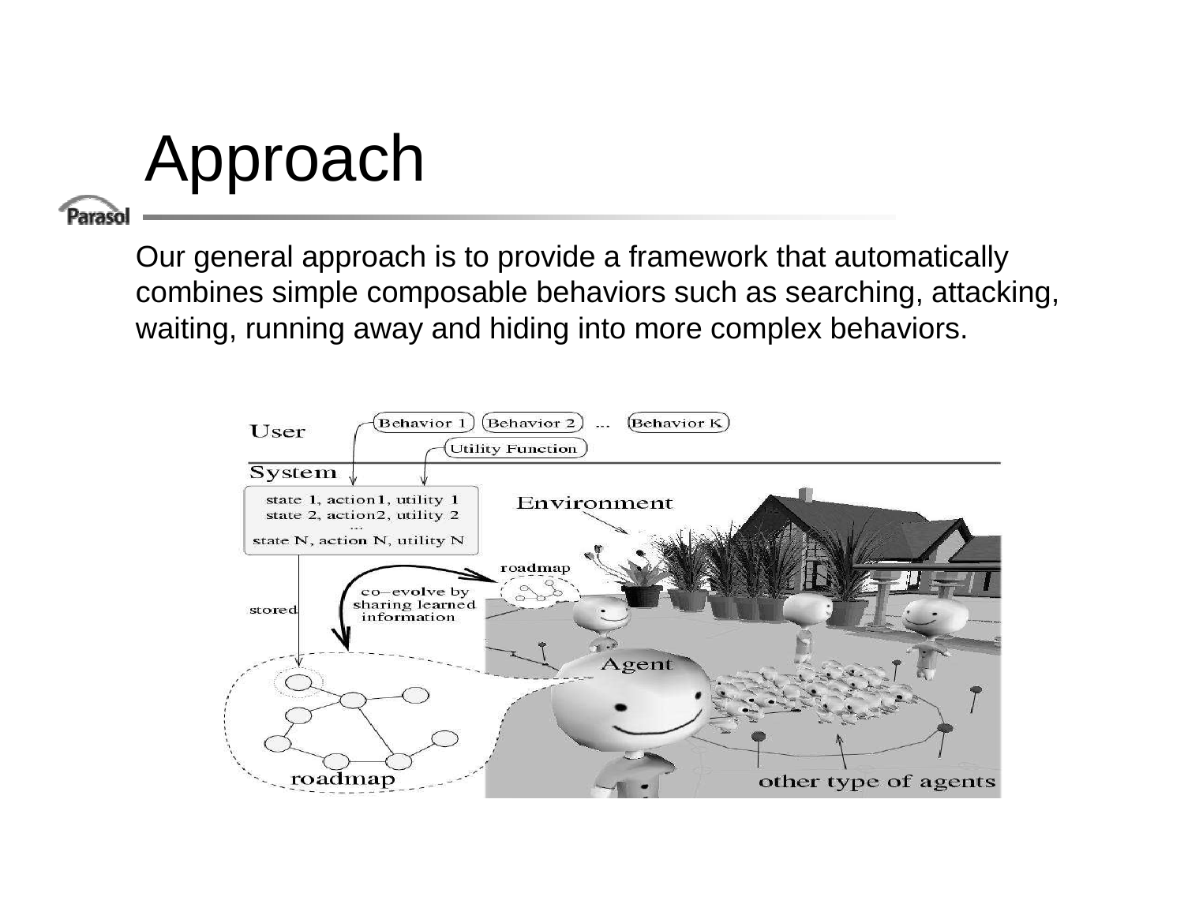# Approach

Our general approach is to provide a framework that automatically combines simple composable behaviors such as searching, attacking, waiting, running away and hiding into more complex behaviors.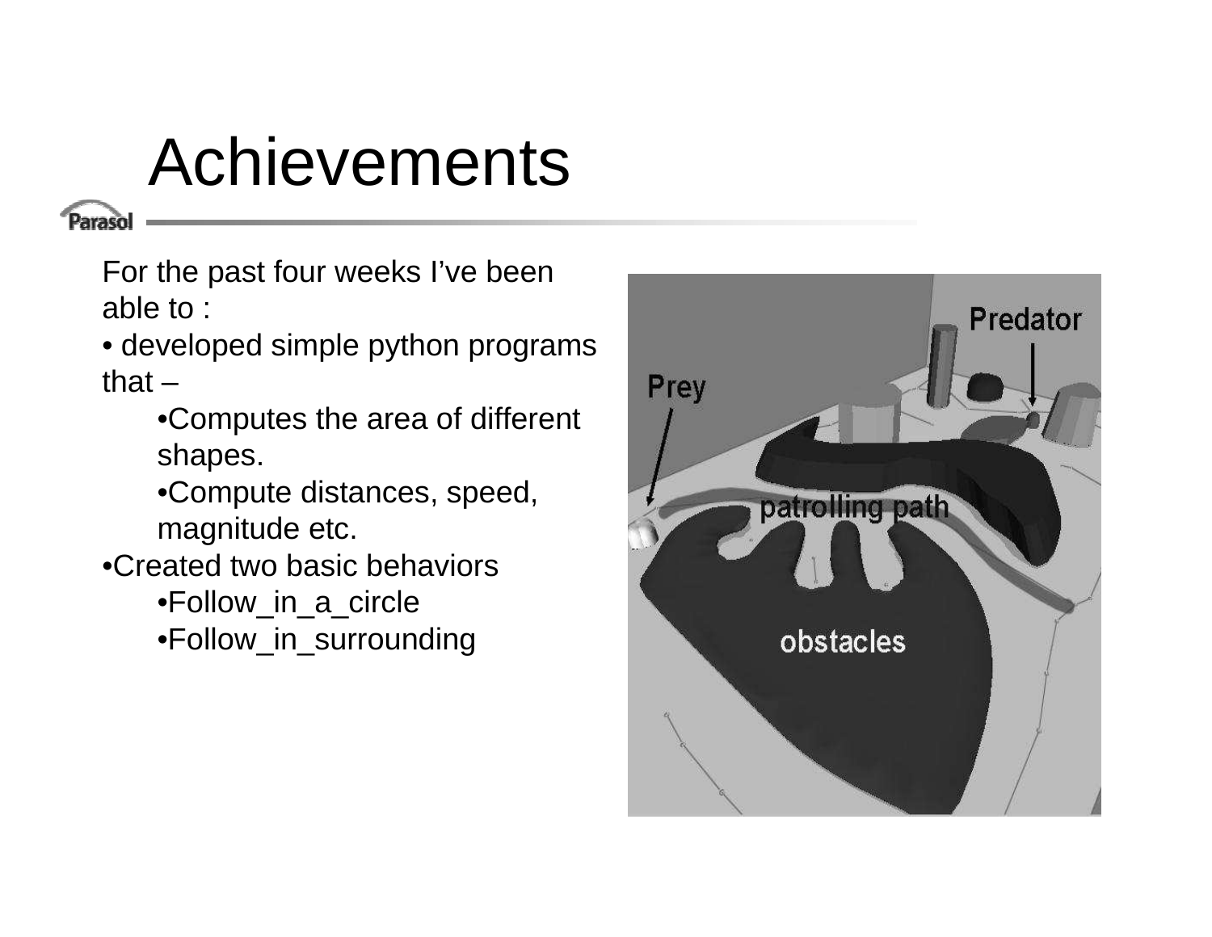# Achievements

For the past four weeks I've been able to :

- developed simple python programs that –
  - Computes the area of different shapes.
  - Compute distances, speed, magnitude etc.
- Created two basic behaviors
  - Follow_in_a_circle
  - Follow_in_surrounding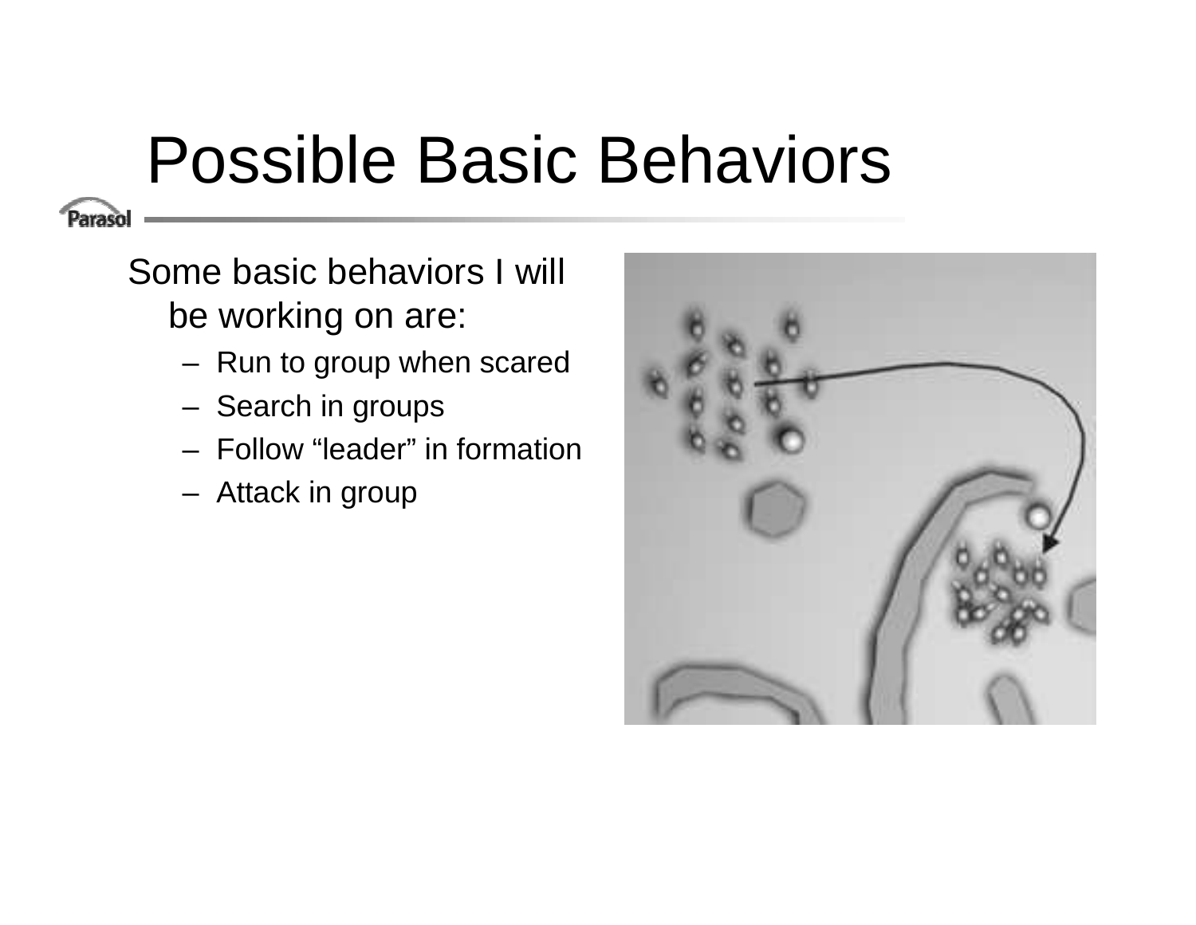# Possible Basic Behaviors

Some basic behaviors I will be working on are:

- Run to group when scared
- Search in groups
- Follow "leader" in formation
- Attack in group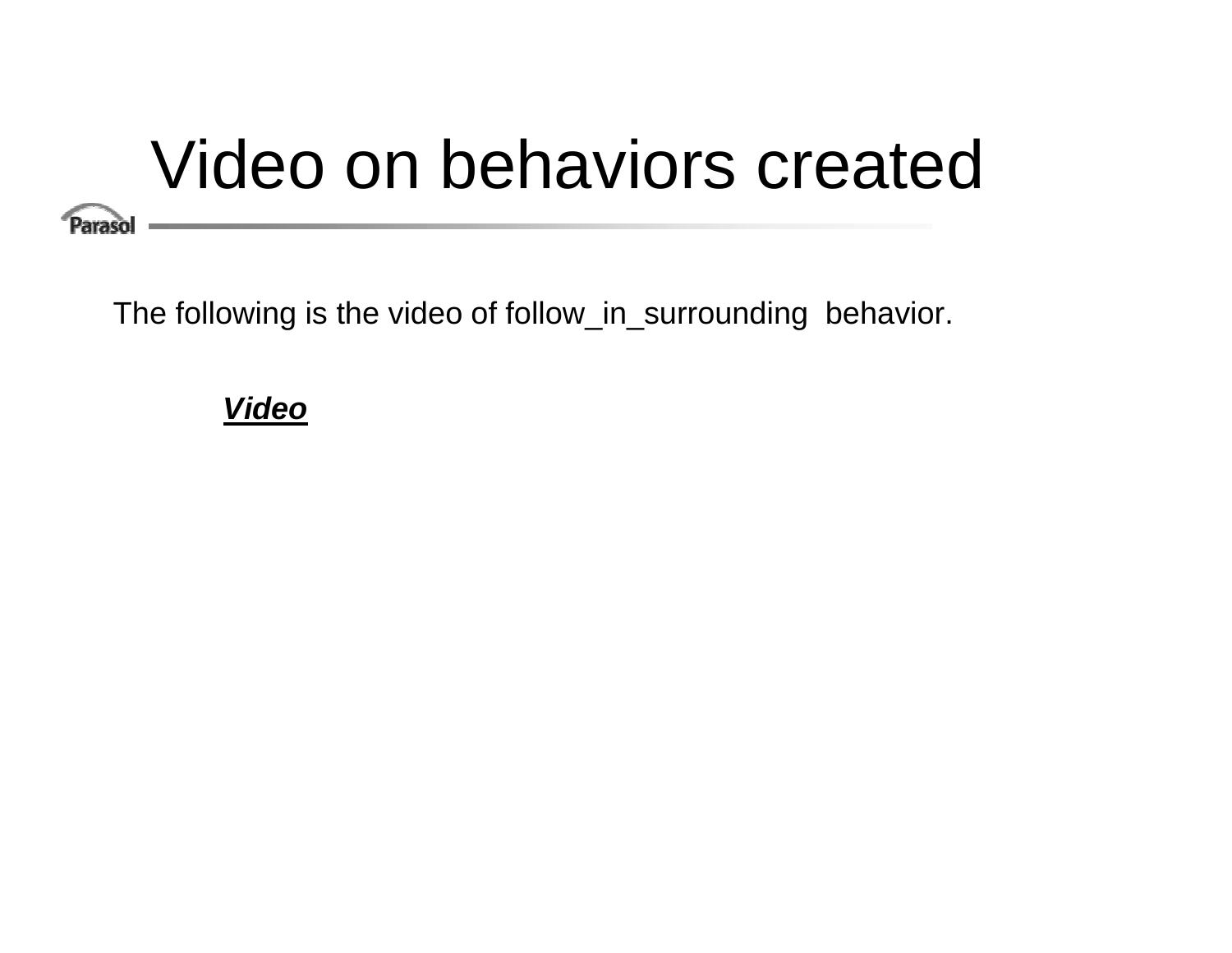# Video on behaviors created

The following is the video of follow_in_surrounding behavior.

***Video***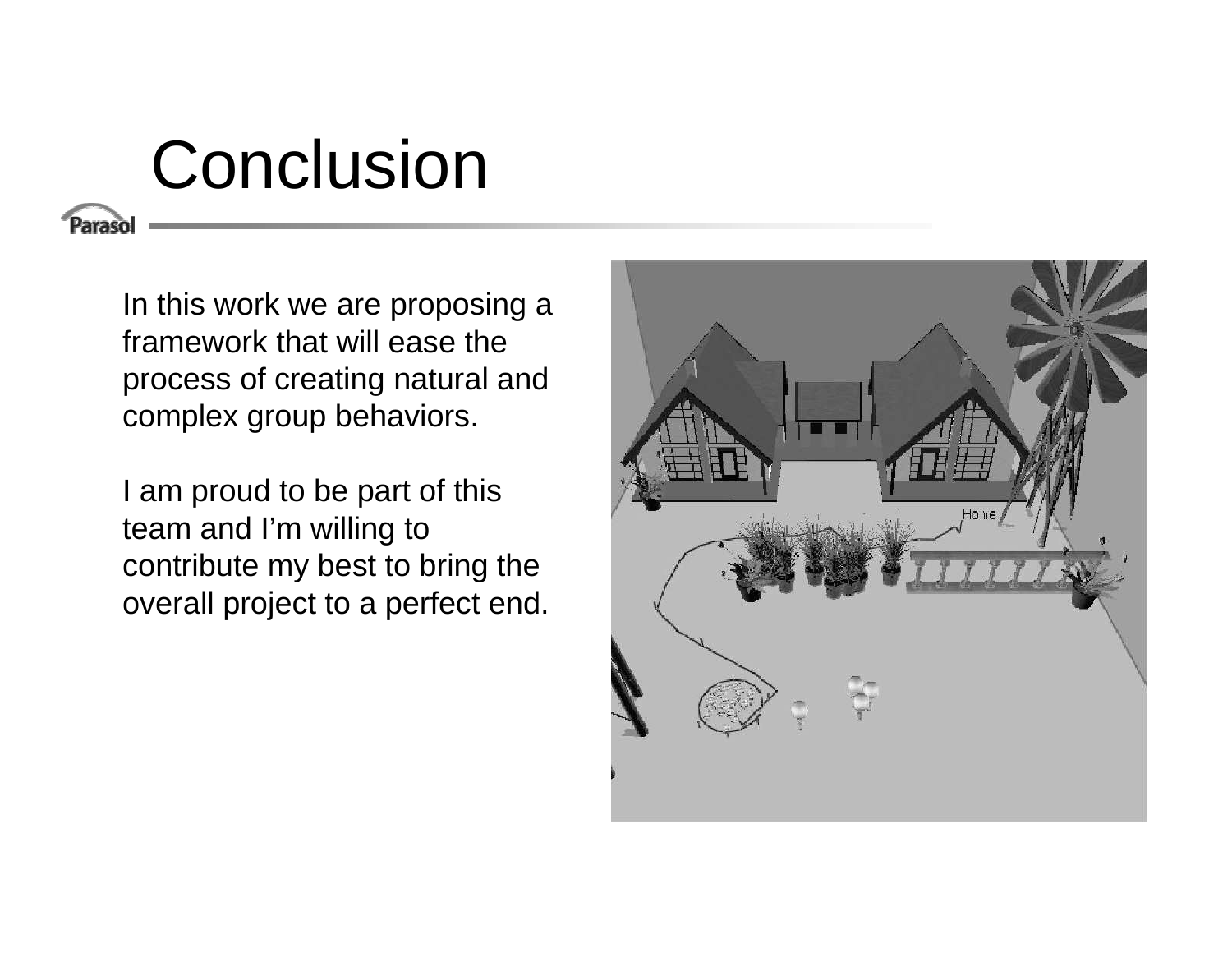# Conclusion

In this work we are proposing a framework that will ease the process of creating natural and complex group behaviors.

I am proud to be part of this team and I'm willing to contribute my best to bring the overall project to a perfect end.